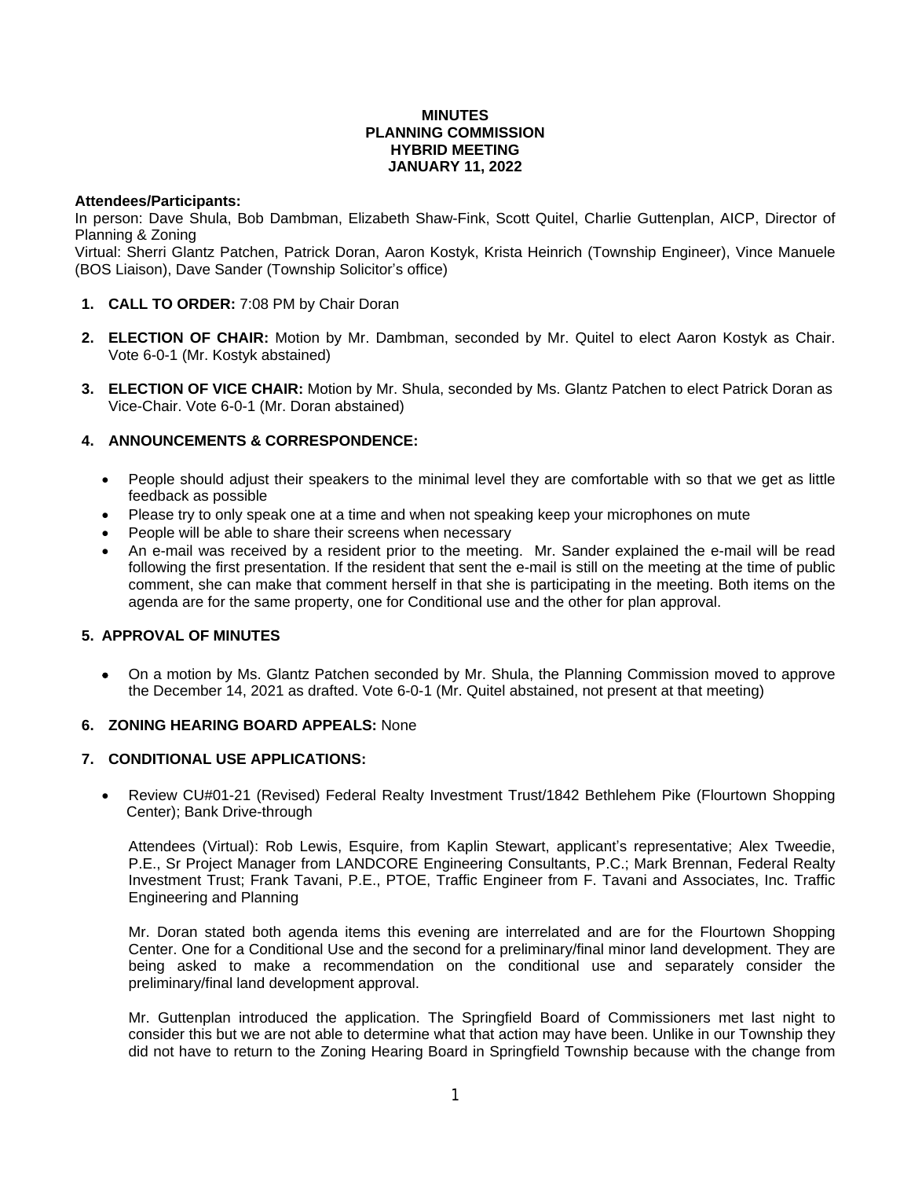**MINUTES**
**PLANNING COMMISSION**
**HYBRID MEETING**
**JANUARY 11, 2022**

**Attendees/Participants:**
In person: Dave Shula, Bob Dambman, Elizabeth Shaw-Fink, Scott Quitel, Charlie Guttenplan, AICP, Director of Planning & Zoning
Virtual: Sherri Glantz Patchen, Patrick Doran, Aaron Kostyk, Krista Heinrich (Township Engineer), Vince Manuele (BOS Liaison), Dave Sander (Township Solicitor's office)

1. **CALL TO ORDER:** 7:08 PM by Chair Doran

2. **ELECTION OF CHAIR:** Motion by Mr. Dambman, seconded by Mr. Quitel to elect Aaron Kostyk as Chair. Vote 6-0-1 (Mr. Kostyk abstained)

3. **ELECTION OF VICE CHAIR:** Motion by Mr. Shula, seconded by Ms. Glantz Patchen to elect Patrick Doran as Vice-Chair. Vote 6-0-1 (Mr. Doran abstained)

4. **ANNOUNCEMENTS & CORRESPONDENCE:**

   - People should adjust their speakers to the minimal level they are comfortable with so that we get as little feedback as possible
   - Please try to only speak one at a time and when not speaking keep your microphones on mute
   - People will be able to share their screens when necessary
   - An e-mail was received by a resident prior to the meeting. Mr. Sander explained the e-mail will be read following the first presentation. If the resident that sent the e-mail is still on the meeting at the time of public comment, she can make that comment herself in that she is participating in the meeting. Both items on the agenda are for the same property, one for Conditional use and the other for plan approval.

5. **APPROVAL OF MINUTES**

   - On a motion by Ms. Glantz Patchen seconded by Mr. Shula, the Planning Commission moved to approve the December 14, 2021 as drafted. Vote 6-0-1 (Mr. Quitel abstained, not present at that meeting)

6. **ZONING HEARING BOARD APPEALS:** None

7. **CONDITIONAL USE APPLICATIONS:**

   - Review CU#01-21 (Revised) Federal Realty Investment Trust/1842 Bethlehem Pike (Flourtown Shopping Center); Bank Drive-through

   Attendees (Virtual): Rob Lewis, Esquire, from Kaplin Stewart, applicant's representative; Alex Tweedie, P.E., Sr Project Manager from LANDCORE Engineering Consultants, P.C.; Mark Brennan, Federal Realty Investment Trust; Frank Tavani, P.E., PTOE, Traffic Engineer from F. Tavani and Associates, Inc. Traffic Engineering and Planning

   Mr. Doran stated both agenda items this evening are interrelated and are for the Flourtown Shopping Center. One for a Conditional Use and the second for a preliminary/final minor land development. They are being asked to make a recommendation on the conditional use and separately consider the preliminary/final land development approval.

   Mr. Guttenplan introduced the application. The Springfield Board of Commissioners met last night to consider this but we are not able to determine what that action may have been. Unlike in our Township they did not have to return to the Zoning Hearing Board in Springfield Township because with the change from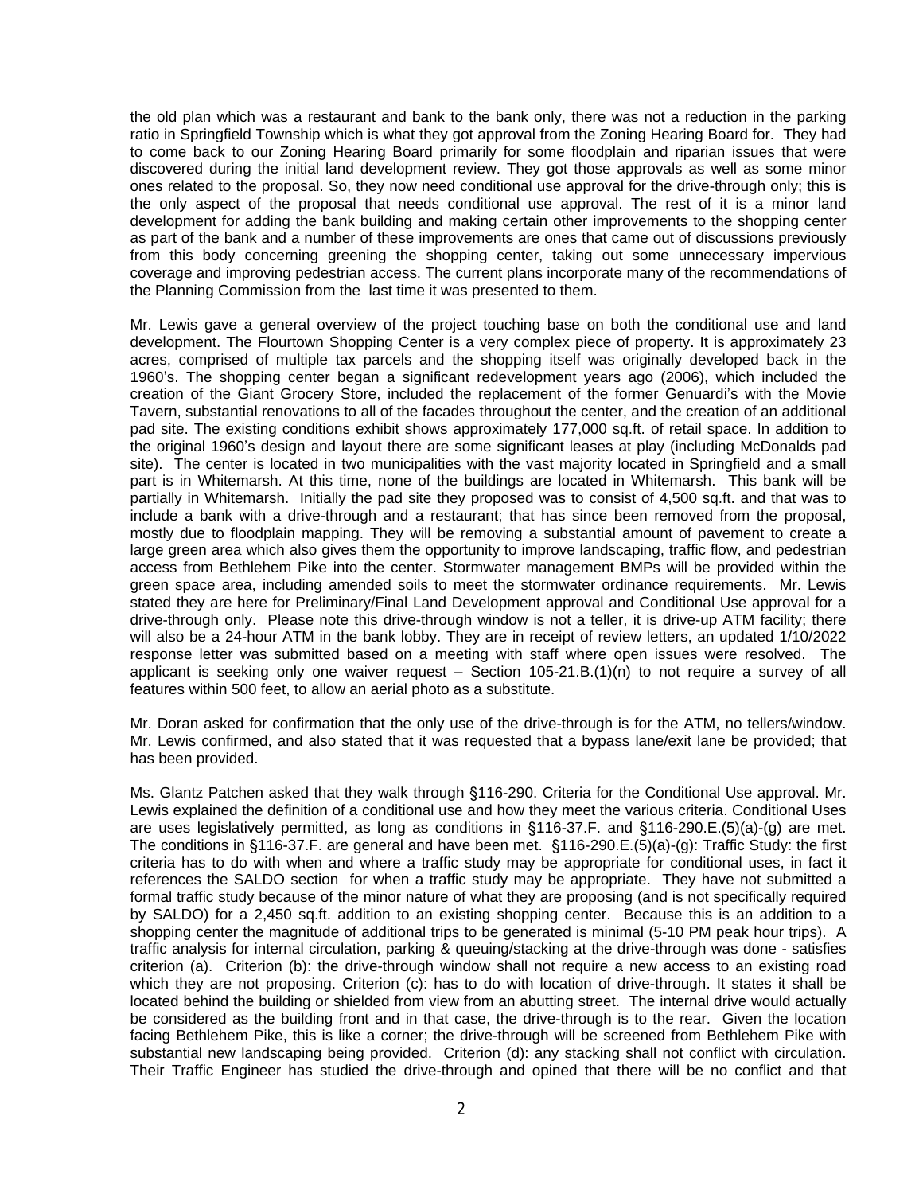the old plan which was a restaurant and bank to the bank only, there was not a reduction in the parking ratio in Springfield Township which is what they got approval from the Zoning Hearing Board for. They had to come back to our Zoning Hearing Board primarily for some floodplain and riparian issues that were discovered during the initial land development review. They got those approvals as well as some minor ones related to the proposal. So, they now need conditional use approval for the drive-through only; this is the only aspect of the proposal that needs conditional use approval. The rest of it is a minor land development for adding the bank building and making certain other improvements to the shopping center as part of the bank and a number of these improvements are ones that came out of discussions previously from this body concerning greening the shopping center, taking out some unnecessary impervious coverage and improving pedestrian access. The current plans incorporate many of the recommendations of the Planning Commission from the last time it was presented to them.

Mr. Lewis gave a general overview of the project touching base on both the conditional use and land development. The Flourtown Shopping Center is a very complex piece of property. It is approximately 23 acres, comprised of multiple tax parcels and the shopping itself was originally developed back in the 1960's. The shopping center began a significant redevelopment years ago (2006), which included the creation of the Giant Grocery Store, included the replacement of the former Genuardi's with the Movie Tavern, substantial renovations to all of the facades throughout the center, and the creation of an additional pad site. The existing conditions exhibit shows approximately 177,000 sq.ft. of retail space. In addition to the original 1960's design and layout there are some significant leases at play (including McDonalds pad site). The center is located in two municipalities with the vast majority located in Springfield and a small part is in Whitemarsh. At this time, none of the buildings are located in Whitemarsh. This bank will be partially in Whitemarsh. Initially the pad site they proposed was to consist of 4,500 sq.ft. and that was to include a bank with a drive-through and a restaurant; that has since been removed from the proposal, mostly due to floodplain mapping. They will be removing a substantial amount of pavement to create a large green area which also gives them the opportunity to improve landscaping, traffic flow, and pedestrian access from Bethlehem Pike into the center. Stormwater management BMPs will be provided within the green space area, including amended soils to meet the stormwater ordinance requirements. Mr. Lewis stated they are here for Preliminary/Final Land Development approval and Conditional Use approval for a drive-through only. Please note this drive-through window is not a teller, it is drive-up ATM facility; there will also be a 24-hour ATM in the bank lobby. They are in receipt of review letters, an updated 1/10/2022 response letter was submitted based on a meeting with staff where open issues were resolved. The applicant is seeking only one waiver request – Section 105-21.B.(1)(n) to not require a survey of all features within 500 feet, to allow an aerial photo as a substitute.

Mr. Doran asked for confirmation that the only use of the drive-through is for the ATM, no tellers/window. Mr. Lewis confirmed, and also stated that it was requested that a bypass lane/exit lane be provided; that has been provided.

Ms. Glantz Patchen asked that they walk through §116-290. Criteria for the Conditional Use approval. Mr. Lewis explained the definition of a conditional use and how they meet the various criteria. Conditional Uses are uses legislatively permitted, as long as conditions in §116-37.F. and §116-290.E.(5)(a)-(g) are met. The conditions in §116-37.F. are general and have been met. §116-290.E.(5)(a)-(g): Traffic Study: the first criteria has to do with when and where a traffic study may be appropriate for conditional uses, in fact it references the SALDO section for when a traffic study may be appropriate. They have not submitted a formal traffic study because of the minor nature of what they are proposing (and is not specifically required by SALDO) for a 2,450 sq.ft. addition to an existing shopping center. Because this is an addition to a shopping center the magnitude of additional trips to be generated is minimal (5-10 PM peak hour trips). A traffic analysis for internal circulation, parking & queuing/stacking at the drive-through was done - satisfies criterion (a). Criterion (b): the drive-through window shall not require a new access to an existing road which they are not proposing. Criterion (c): has to do with location of drive-through. It states it shall be located behind the building or shielded from view from an abutting street. The internal drive would actually be considered as the building front and in that case, the drive-through is to the rear. Given the location facing Bethlehem Pike, this is like a corner; the drive-through will be screened from Bethlehem Pike with substantial new landscaping being provided. Criterion (d): any stacking shall not conflict with circulation. Their Traffic Engineer has studied the drive-through and opined that there will be no conflict and that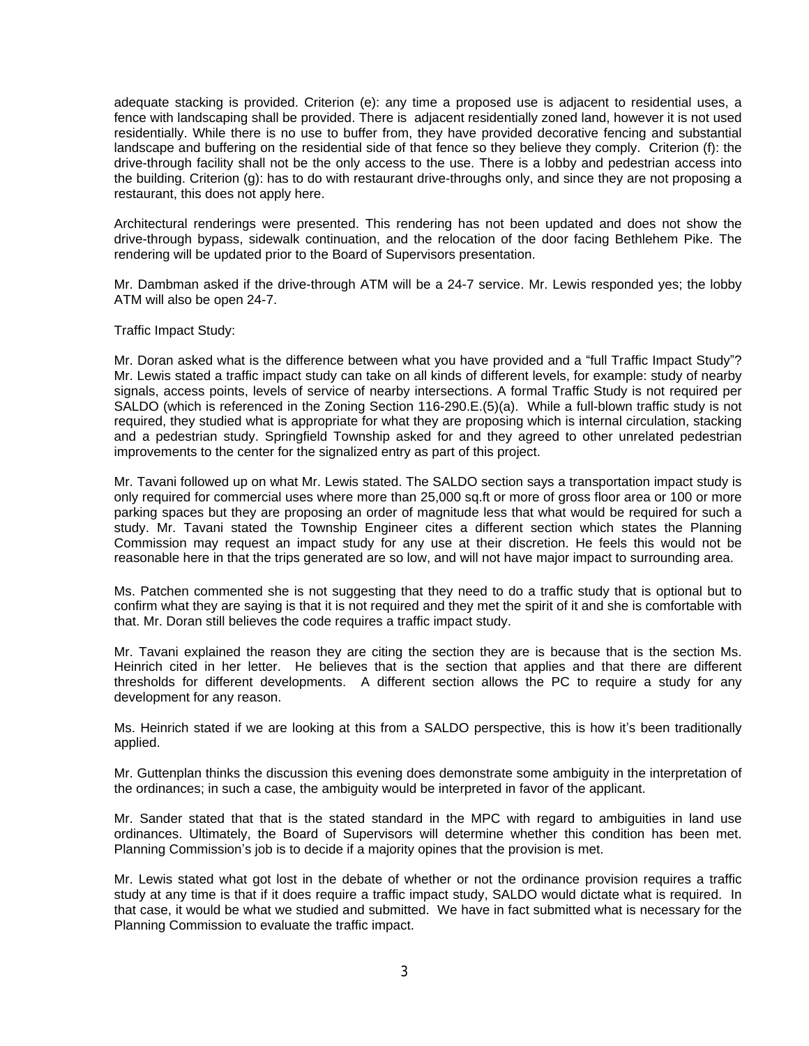adequate stacking is provided. Criterion (e): any time a proposed use is adjacent to residential uses, a fence with landscaping shall be provided. There is adjacent residentially zoned land, however it is not used residentially. While there is no use to buffer from, they have provided decorative fencing and substantial landscape and buffering on the residential side of that fence so they believe they comply. Criterion (f): the drive-through facility shall not be the only access to the use. There is a lobby and pedestrian access into the building. Criterion (g): has to do with restaurant drive-throughs only, and since they are not proposing a restaurant, this does not apply here.

Architectural renderings were presented. This rendering has not been updated and does not show the drive-through bypass, sidewalk continuation, and the relocation of the door facing Bethlehem Pike. The rendering will be updated prior to the Board of Supervisors presentation.

Mr. Dambman asked if the drive-through ATM will be a 24-7 service. Mr. Lewis responded yes; the lobby ATM will also be open 24-7.

Traffic Impact Study:

Mr. Doran asked what is the difference between what you have provided and a "full Traffic Impact Study"? Mr. Lewis stated a traffic impact study can take on all kinds of different levels, for example: study of nearby signals, access points, levels of service of nearby intersections. A formal Traffic Study is not required per SALDO (which is referenced in the Zoning Section 116-290.E.(5)(a). While a full-blown traffic study is not required, they studied what is appropriate for what they are proposing which is internal circulation, stacking and a pedestrian study. Springfield Township asked for and they agreed to other unrelated pedestrian improvements to the center for the signalized entry as part of this project.

Mr. Tavani followed up on what Mr. Lewis stated. The SALDO section says a transportation impact study is only required for commercial uses where more than 25,000 sq.ft or more of gross floor area or 100 or more parking spaces but they are proposing an order of magnitude less that what would be required for such a study. Mr. Tavani stated the Township Engineer cites a different section which states the Planning Commission may request an impact study for any use at their discretion. He feels this would not be reasonable here in that the trips generated are so low, and will not have major impact to surrounding area.

Ms. Patchen commented she is not suggesting that they need to do a traffic study that is optional but to confirm what they are saying is that it is not required and they met the spirit of it and she is comfortable with that. Mr. Doran still believes the code requires a traffic impact study.

Mr. Tavani explained the reason they are citing the section they are is because that is the section Ms. Heinrich cited in her letter. He believes that is the section that applies and that there are different thresholds for different developments. A different section allows the PC to require a study for any development for any reason.

Ms. Heinrich stated if we are looking at this from a SALDO perspective, this is how it's been traditionally applied.

Mr. Guttenplan thinks the discussion this evening does demonstrate some ambiguity in the interpretation of the ordinances; in such a case, the ambiguity would be interpreted in favor of the applicant.

Mr. Sander stated that that is the stated standard in the MPC with regard to ambiguities in land use ordinances. Ultimately, the Board of Supervisors will determine whether this condition has been met. Planning Commission's job is to decide if a majority opines that the provision is met.

Mr. Lewis stated what got lost in the debate of whether or not the ordinance provision requires a traffic study at any time is that if it does require a traffic impact study, SALDO would dictate what is required. In that case, it would be what we studied and submitted. We have in fact submitted what is necessary for the Planning Commission to evaluate the traffic impact.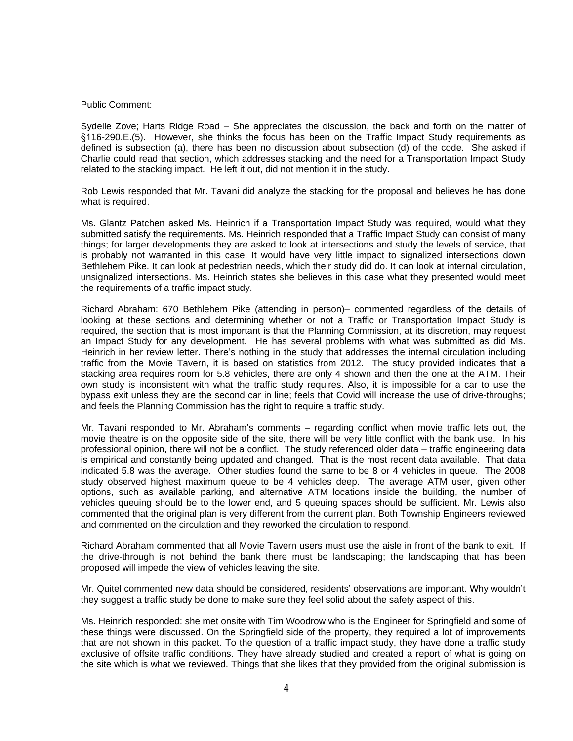Public Comment:

Sydelle Zove; Harts Ridge Road – She appreciates the discussion, the back and forth on the matter of §116-290.E.(5). However, she thinks the focus has been on the Traffic Impact Study requirements as defined is subsection (a), there has been no discussion about subsection (d) of the code. She asked if Charlie could read that section, which addresses stacking and the need for a Transportation Impact Study related to the stacking impact. He left it out, did not mention it in the study.

Rob Lewis responded that Mr. Tavani did analyze the stacking for the proposal and believes he has done what is required.

Ms. Glantz Patchen asked Ms. Heinrich if a Transportation Impact Study was required, would what they submitted satisfy the requirements. Ms. Heinrich responded that a Traffic Impact Study can consist of many things; for larger developments they are asked to look at intersections and study the levels of service, that is probably not warranted in this case. It would have very little impact to signalized intersections down Bethlehem Pike. It can look at pedestrian needs, which their study did do. It can look at internal circulation, unsignalized intersections. Ms. Heinrich states she believes in this case what they presented would meet the requirements of a traffic impact study.

Richard Abraham: 670 Bethlehem Pike (attending in person)– commented regardless of the details of looking at these sections and determining whether or not a Traffic or Transportation Impact Study is required, the section that is most important is that the Planning Commission, at its discretion, may request an Impact Study for any development. He has several problems with what was submitted as did Ms. Heinrich in her review letter. There's nothing in the study that addresses the internal circulation including traffic from the Movie Tavern, it is based on statistics from 2012. The study provided indicates that a stacking area requires room for 5.8 vehicles, there are only 4 shown and then the one at the ATM. Their own study is inconsistent with what the traffic study requires. Also, it is impossible for a car to use the bypass exit unless they are the second car in line; feels that Covid will increase the use of drive-throughs; and feels the Planning Commission has the right to require a traffic study.

Mr. Tavani responded to Mr. Abraham's comments – regarding conflict when movie traffic lets out, the movie theatre is on the opposite side of the site, there will be very little conflict with the bank use. In his professional opinion, there will not be a conflict. The study referenced older data – traffic engineering data is empirical and constantly being updated and changed. That is the most recent data available. That data indicated 5.8 was the average. Other studies found the same to be 8 or 4 vehicles in queue. The 2008 study observed highest maximum queue to be 4 vehicles deep. The average ATM user, given other options, such as available parking, and alternative ATM locations inside the building, the number of vehicles queuing should be to the lower end, and 5 queuing spaces should be sufficient. Mr. Lewis also commented that the original plan is very different from the current plan. Both Township Engineers reviewed and commented on the circulation and they reworked the circulation to respond.

Richard Abraham commented that all Movie Tavern users must use the aisle in front of the bank to exit. If the drive-through is not behind the bank there must be landscaping; the landscaping that has been proposed will impede the view of vehicles leaving the site.

Mr. Quitel commented new data should be considered, residents' observations are important. Why wouldn't they suggest a traffic study be done to make sure they feel solid about the safety aspect of this.

Ms. Heinrich responded: she met onsite with Tim Woodrow who is the Engineer for Springfield and some of these things were discussed. On the Springfield side of the property, they required a lot of improvements that are not shown in this packet. To the question of a traffic impact study, they have done a traffic study exclusive of offsite traffic conditions. They have already studied and created a report of what is going on the site which is what we reviewed. Things that she likes that they provided from the original submission is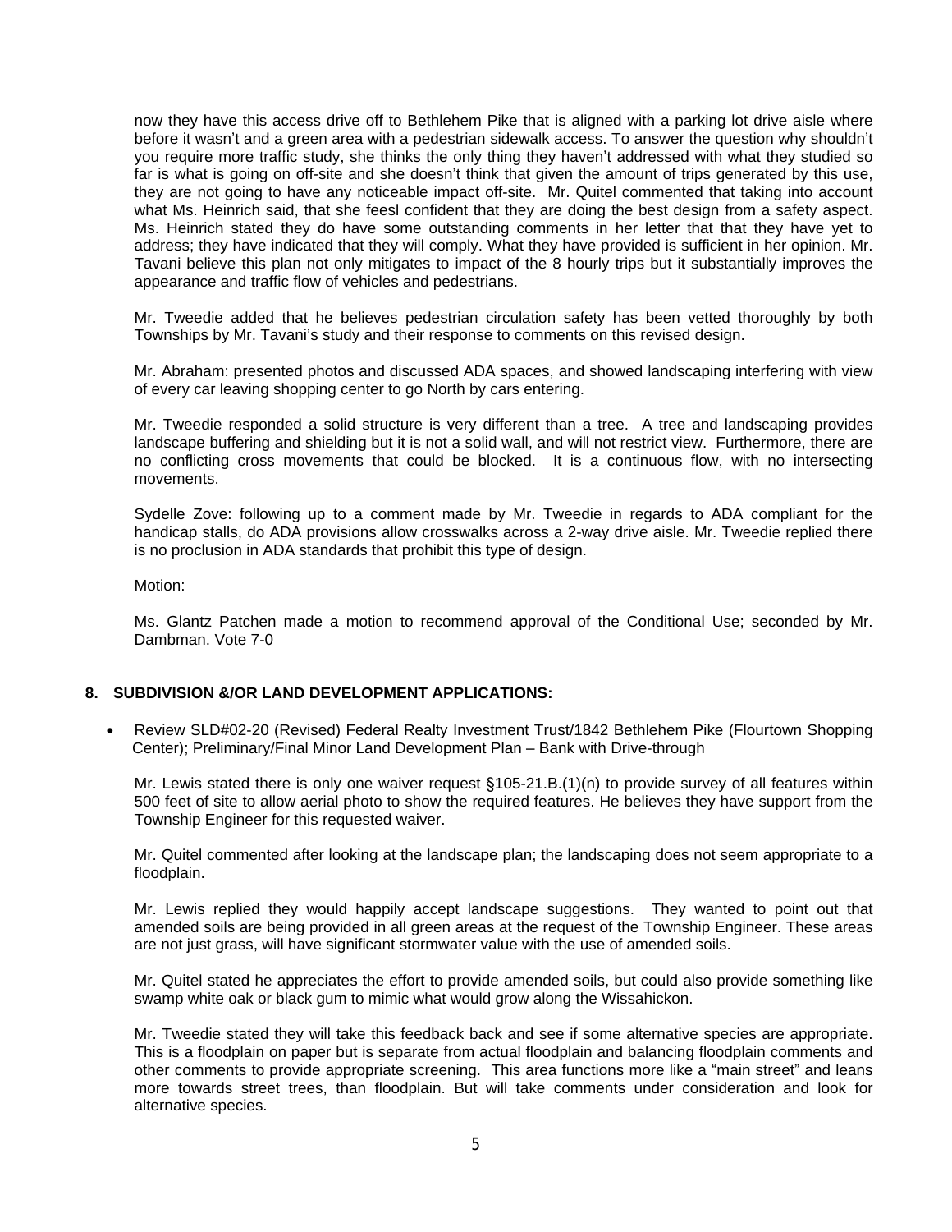now they have this access drive off to Bethlehem Pike that is aligned with a parking lot drive aisle where before it wasn't and a green area with a pedestrian sidewalk access. To answer the question why shouldn't you require more traffic study, she thinks the only thing they haven't addressed with what they studied so far is what is going on off-site and she doesn't think that given the amount of trips generated by this use, they are not going to have any noticeable impact off-site. Mr. Quitel commented that taking into account what Ms. Heinrich said, that she feesl confident that they are doing the best design from a safety aspect. Ms. Heinrich stated they do have some outstanding comments in her letter that that they have yet to address; they have indicated that they will comply. What they have provided is sufficient in her opinion. Mr. Tavani believe this plan not only mitigates to impact of the 8 hourly trips but it substantially improves the appearance and traffic flow of vehicles and pedestrians.

Mr. Tweedie added that he believes pedestrian circulation safety has been vetted thoroughly by both Townships by Mr. Tavani's study and their response to comments on this revised design.

Mr. Abraham: presented photos and discussed ADA spaces, and showed landscaping interfering with view of every car leaving shopping center to go North by cars entering.

Mr. Tweedie responded a solid structure is very different than a tree. A tree and landscaping provides landscape buffering and shielding but it is not a solid wall, and will not restrict view. Furthermore, there are no conflicting cross movements that could be blocked. It is a continuous flow, with no intersecting movements.

Sydelle Zove: following up to a comment made by Mr. Tweedie in regards to ADA compliant for the handicap stalls, do ADA provisions allow crosswalks across a 2-way drive aisle. Mr. Tweedie replied there is no proclusion in ADA standards that prohibit this type of design.

Motion:

Ms. Glantz Patchen made a motion to recommend approval of the Conditional Use; seconded by Mr. Dambman. Vote 7-0

## 8. SUBDIVISION &/OR LAND DEVELOPMENT APPLICATIONS:

- Review SLD#02-20 (Revised) Federal Realty Investment Trust/1842 Bethlehem Pike (Flourtown Shopping Center); Preliminary/Final Minor Land Development Plan – Bank with Drive-through

Mr. Lewis stated there is only one waiver request §105-21.B.(1)(n) to provide survey of all features within 500 feet of site to allow aerial photo to show the required features. He believes they have support from the Township Engineer for this requested waiver.

Mr. Quitel commented after looking at the landscape plan; the landscaping does not seem appropriate to a floodplain.

Mr. Lewis replied they would happily accept landscape suggestions. They wanted to point out that amended soils are being provided in all green areas at the request of the Township Engineer. These areas are not just grass, will have significant stormwater value with the use of amended soils.

Mr. Quitel stated he appreciates the effort to provide amended soils, but could also provide something like swamp white oak or black gum to mimic what would grow along the Wissahickon.

Mr. Tweedie stated they will take this feedback back and see if some alternative species are appropriate. This is a floodplain on paper but is separate from actual floodplain and balancing floodplain comments and other comments to provide appropriate screening. This area functions more like a "main street" and leans more towards street trees, than floodplain. But will take comments under consideration and look for alternative species.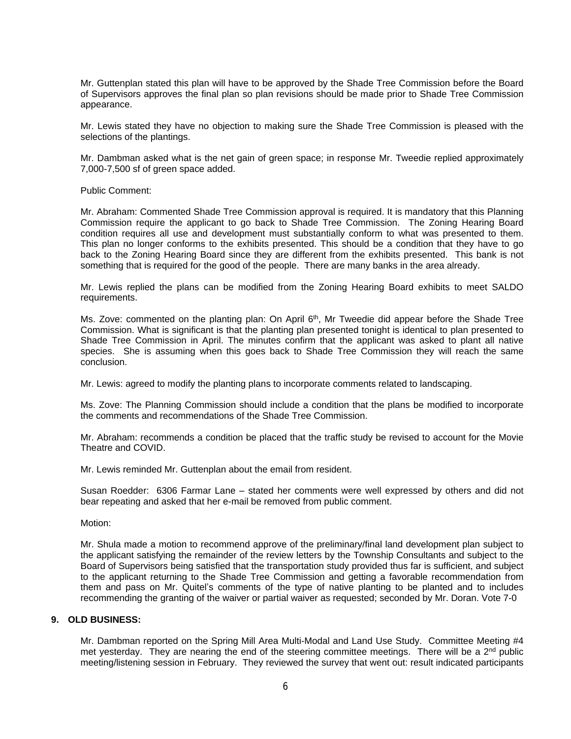Mr. Guttenplan stated this plan will have to be approved by the Shade Tree Commission before the Board of Supervisors approves the final plan so plan revisions should be made prior to Shade Tree Commission appearance.

Mr. Lewis stated they have no objection to making sure the Shade Tree Commission is pleased with the selections of the plantings.

Mr. Dambman asked what is the net gain of green space; in response Mr. Tweedie replied approximately 7,000-7,500 sf of green space added.

Public Comment:

Mr. Abraham: Commented Shade Tree Commission approval is required. It is mandatory that this Planning Commission require the applicant to go back to Shade Tree Commission. The Zoning Hearing Board condition requires all use and development must substantially conform to what was presented to them. This plan no longer conforms to the exhibits presented. This should be a condition that they have to go back to the Zoning Hearing Board since they are different from the exhibits presented. This bank is not something that is required for the good of the people. There are many banks in the area already.

Mr. Lewis replied the plans can be modified from the Zoning Hearing Board exhibits to meet SALDO requirements.

Ms. Zove: commented on the planting plan: On April 6th, Mr Tweedie did appear before the Shade Tree Commission. What is significant is that the planting plan presented tonight is identical to plan presented to Shade Tree Commission in April. The minutes confirm that the applicant was asked to plant all native species. She is assuming when this goes back to Shade Tree Commission they will reach the same conclusion.

Mr. Lewis: agreed to modify the planting plans to incorporate comments related to landscaping.

Ms. Zove: The Planning Commission should include a condition that the plans be modified to incorporate the comments and recommendations of the Shade Tree Commission.

Mr. Abraham: recommends a condition be placed that the traffic study be revised to account for the Movie Theatre and COVID.

Mr. Lewis reminded Mr. Guttenplan about the email from resident.

Susan Roedder: 6306 Farmar Lane – stated her comments were well expressed by others and did not bear repeating and asked that her e-mail be removed from public comment.

Motion:

Mr. Shula made a motion to recommend approve of the preliminary/final land development plan subject to the applicant satisfying the remainder of the review letters by the Township Consultants and subject to the Board of Supervisors being satisfied that the transportation study provided thus far is sufficient, and subject to the applicant returning to the Shade Tree Commission and getting a favorable recommendation from them and pass on Mr. Quitel's comments of the type of native planting to be planted and to includes recommending the granting of the waiver or partial waiver as requested; seconded by Mr. Doran. Vote 7-0

**9. OLD BUSINESS:**

Mr. Dambman reported on the Spring Mill Area Multi-Modal and Land Use Study. Committee Meeting #4 met yesterday. They are nearing the end of the steering committee meetings. There will be a 2nd public meeting/listening session in February. They reviewed the survey that went out: result indicated participants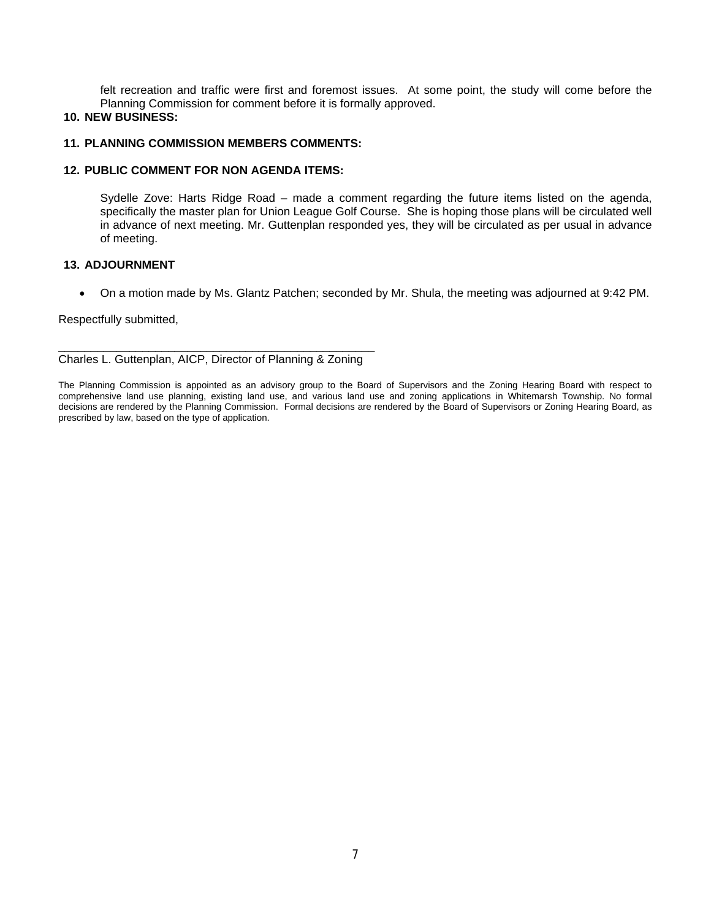felt recreation and traffic were first and foremost issues. At some point, the study will come before the Planning Commission for comment before it is formally approved.

**10. NEW BUSINESS:**

**11. PLANNING COMMISSION MEMBERS COMMENTS:**

**12. PUBLIC COMMENT FOR NON AGENDA ITEMS:**

Sydelle Zove: Harts Ridge Road – made a comment regarding the future items listed on the agenda, specifically the master plan for Union League Golf Course. She is hoping those plans will be circulated well in advance of next meeting. Mr. Guttenplan responded yes, they will be circulated as per usual in advance of meeting.

**13. ADJOURNMENT**

- On a motion made by Ms. Glantz Patchen; seconded by Mr. Shula, the meeting was adjourned at 9:42 PM.

Respectfully submitted,

\_\_\_\_\_\_\_\_\_\_\_\_\_\_\_\_\_\_\_\_\_\_\_\_\_\_\_\_\_\_\_\_\_\_\_\_\_\_\_\_\_\_\_\_\_\_\_\_
Charles L. Guttenplan, AICP, Director of Planning & Zoning

The Planning Commission is appointed as an advisory group to the Board of Supervisors and the Zoning Hearing Board with respect to comprehensive land use planning, existing land use, and various land use and zoning applications in Whitemarsh Township. No formal decisions are rendered by the Planning Commission. Formal decisions are rendered by the Board of Supervisors or Zoning Hearing Board, as prescribed by law, based on the type of application.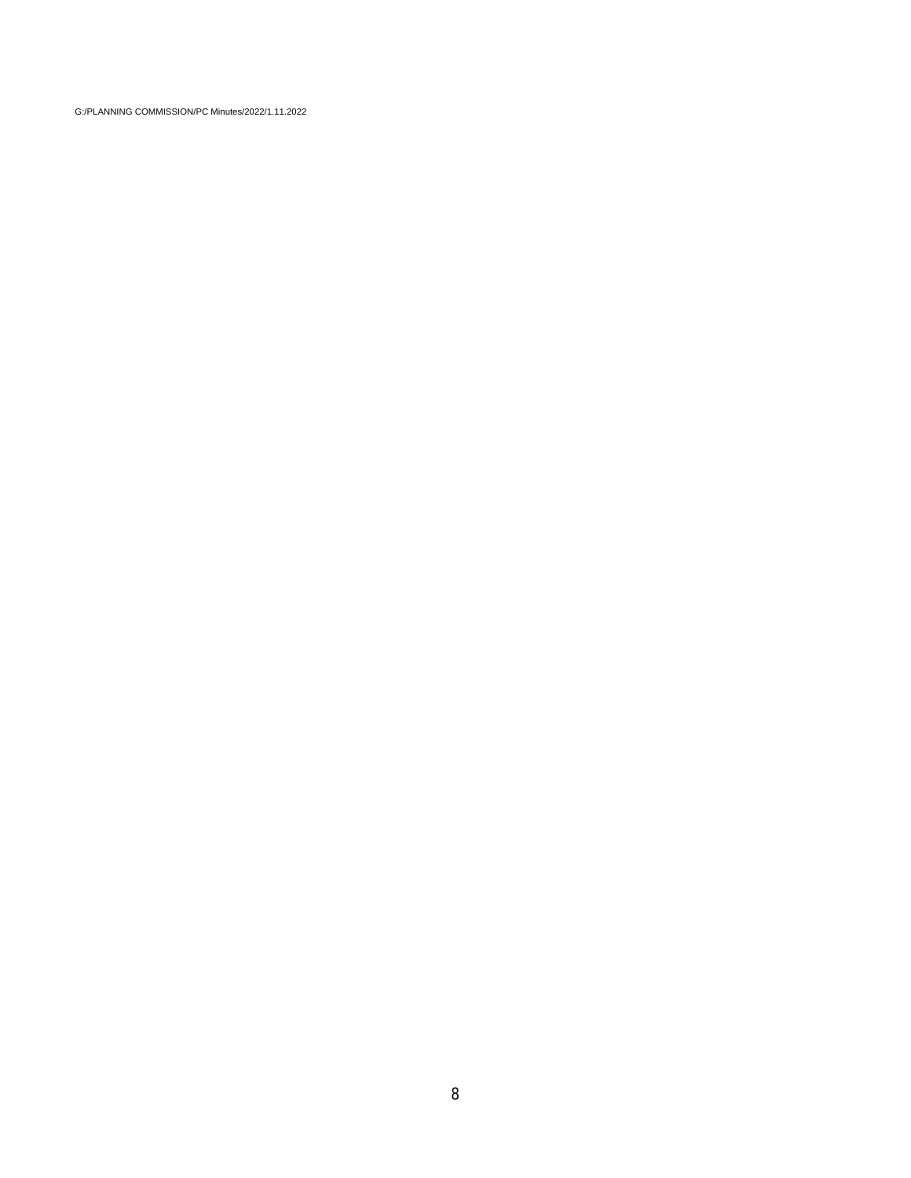G:/PLANNING COMMISSION/PC Minutes/2022/1.11.2022